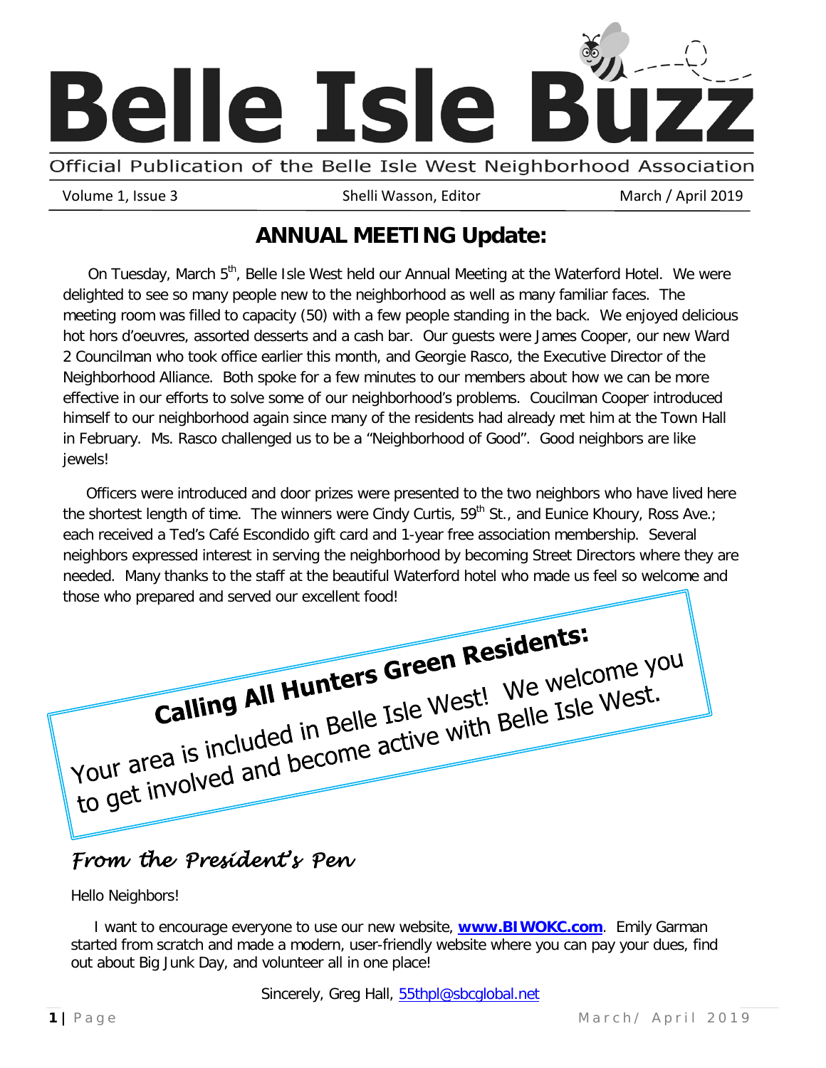# Belle Isle Buzz

Official Publication of the Belle Isle West Neighborhood Association

Volume 1, Issue 3 | Shelli Wasson, Editor | March / April 2019

## ANNUAL MEETING Update:

On Tuesday, March 5th, Belle Isle West held our Annual Meeting at the Waterford Hotel. We were delighted to see so many people new to the neighborhood as well as many familiar faces. The meeting room was filled to capacity (50) with a few people standing in the back. We enjoyed delicious hot hors d'oeuvres, assorted desserts and a cash bar. Our guests were James Cooper, our new Ward 2 Councilman who took office earlier this month, and Georgie Rasco, the Executive Director of the Neighborhood Alliance. Both spoke for a few minutes to our members about how we can be more effective in our efforts to solve some of our neighborhood's problems. Coucilman Cooper introduced himself to our neighborhood again since many of the residents had already met him at the Town Hall in February. Ms. Rasco challenged us to be a "Neighborhood of Good". Good neighbors are like jewels!

Officers were introduced and door prizes were presented to the two neighbors who have lived here the shortest length of time. The winners were Cindy Curtis, 59th St., and Eunice Khoury, Ross Ave.; each received a Ted's Café Escondido gift card and 1-year free association membership. Several neighbors expressed interest in serving the neighborhood by becoming Street Directors where they are needed. Many thanks to the staff at the beautiful Waterford hotel who made us feel so welcome and those who prepared and served our excellent food!

**Calling All Hunters Green Residents:**
Your area is included in Belle Isle West! We welcome you to get involved and become active with Belle Isle West.

## *From the President's Pen*

Hello Neighbors!

I want to encourage everyone to use our new website, **www.BIWOKC.com**. Emily Garman started from scratch and made a modern, user-friendly website where you can pay your dues, find out about Big Junk Day, and volunteer all in one place!

Sincerely, Greg Hall, 55thpl@sbcglobal.net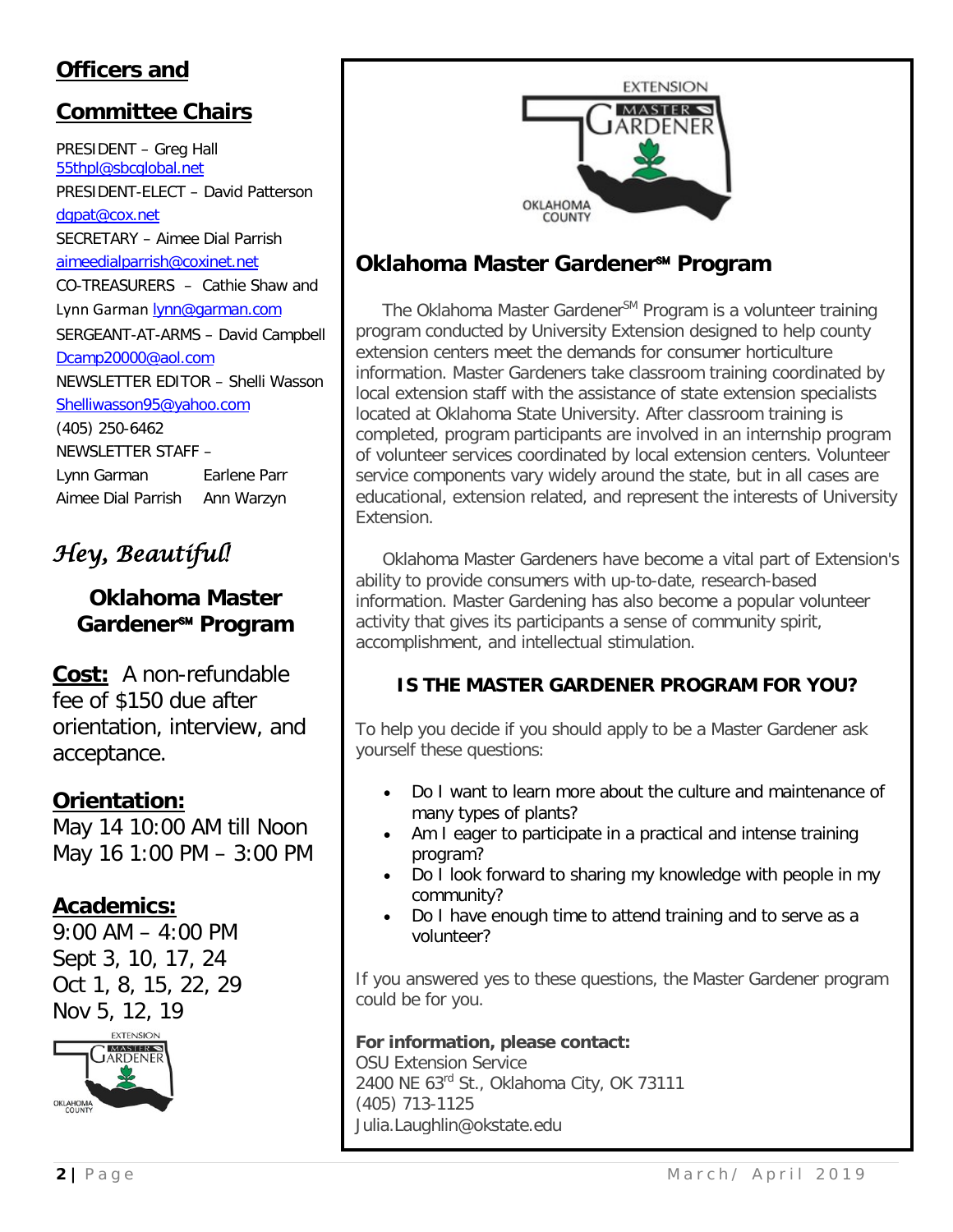## Officers and

## Committee Chairs

PRESIDENT – Greg Hall
55thpl@sbcglobal.net

PRESIDENT-ELECT – David Patterson
dgpat@cox.net

SECRETARY – Aimee Dial Parrish
aimeedialparrish@coxinet.net

CO-TREASURERS – Cathie Shaw and Lynn Garman lynn@garman.com

SERGEANT-AT-ARMS – David Campbell
Dcamp20000@aol.com

NEWSLETTER EDITOR – Shelli Wasson
Shelliwasson95@yahoo.com
(405) 250-6462

NEWSLETTER STAFF –

| | |
|---|---|
| Lynn Garman | Earlene Parr |
| Aimee Dial Parrish | Ann Warzyn |

## *Hey, Beautiful!*

### Oklahoma Master Gardener℠ Program

**Cost:** A non-refundable fee of $150 due after orientation, interview, and acceptance.

**Orientation:**
May 14 10:00 AM till Noon
May 16 1:00 PM – 3:00 PM

**Academics:**
9:00 AM – 4:00 PM
Sept 3, 10, 17, 24
Oct 1, 8, 15, 22, 29
Nov 5, 12, 19

## Oklahoma Master Gardener℠ Program

The Oklahoma Master Gardener℠ Program is a volunteer training program conducted by University Extension designed to help county extension centers meet the demands for consumer horticulture information. Master Gardeners take classroom training coordinated by local extension staff with the assistance of state extension specialists located at Oklahoma State University. After classroom training is completed, program participants are involved in an internship program of volunteer services coordinated by local extension centers. Volunteer service components vary widely around the state, but in all cases are educational, extension related, and represent the interests of University Extension.

Oklahoma Master Gardeners have become a vital part of Extension's ability to provide consumers with up-to-date, research-based information. Master Gardening has also become a popular volunteer activity that gives its participants a sense of community spirit, accomplishment, and intellectual stimulation.

### IS THE MASTER GARDENER PROGRAM FOR YOU?

To help you decide if you should apply to be a Master Gardener ask yourself these questions:

- Do I want to learn more about the culture and maintenance of many types of plants?
- Am I eager to participate in a practical and intense training program?
- Do I look forward to sharing my knowledge with people in my community?
- Do I have enough time to attend training and to serve as a volunteer?

If you answered yes to these questions, the Master Gardener program could be for you.

**For information, please contact:**
OSU Extension Service
2400 NE 63rd St., Oklahoma City, OK 73111
(405) 713-1125
Julia.Laughlin@okstate.edu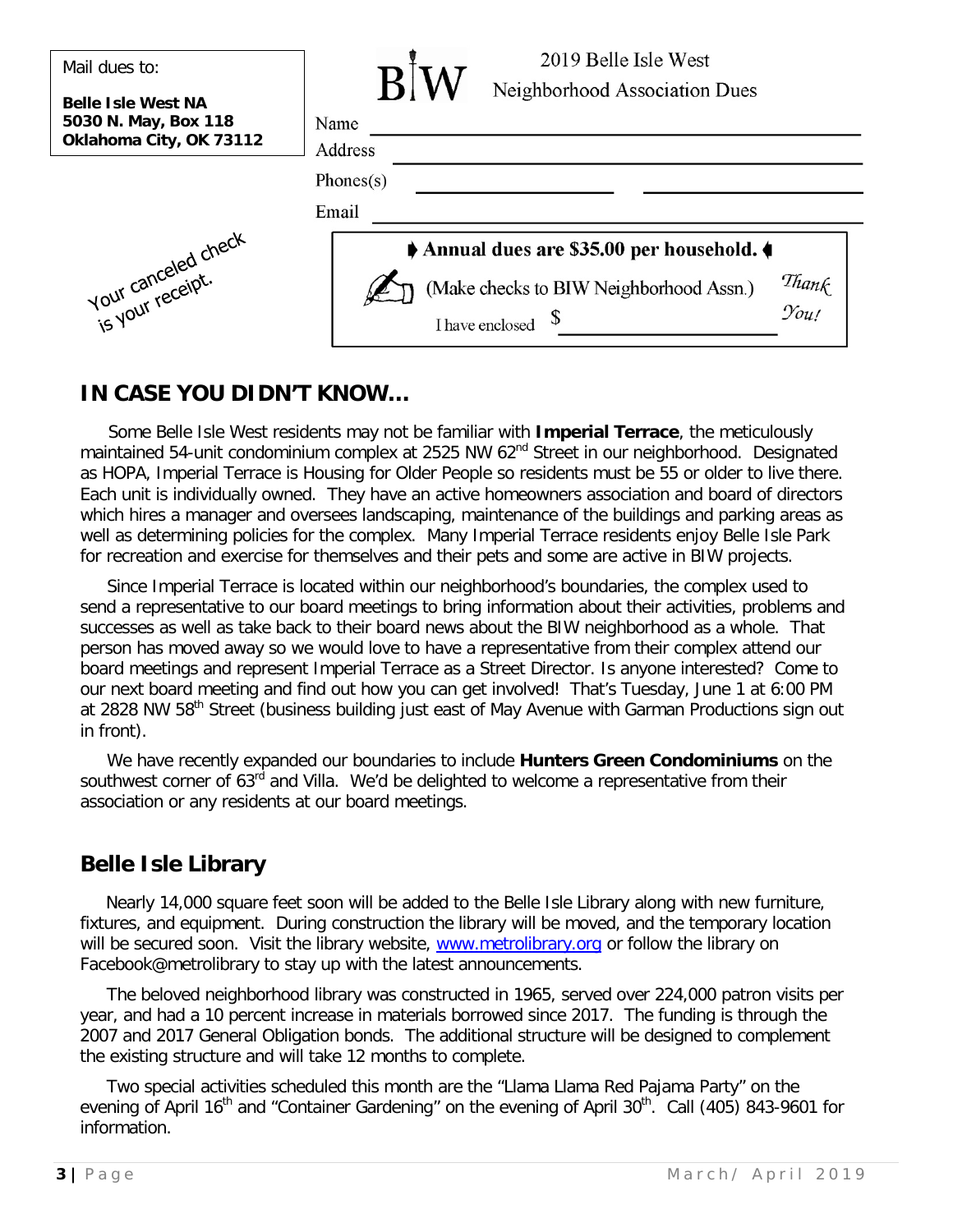Mail dues to:

**Belle Isle West NA**
**5030 N. May, Box 118**
**Oklahoma City, OK 73112**

BIW 2019 Belle Isle West Neighborhood Association Dues

Name ______________________________

Address ______________________________

Phones(s) ______________ ______________

Email ______________________________

Your canceled check is your receipt.

**Annual dues are $35.00 per household.**

(Make checks to BIW Neighborhood Assn.)

I have enclosed $ ______________

*Thank You!*

## IN CASE YOU DIDN'T KNOW…

Some Belle Isle West residents may not be familiar with **Imperial Terrace**, the meticulously maintained 54-unit condominium complex at 2525 NW 62nd Street in our neighborhood. Designated as HOPA, Imperial Terrace is Housing for Older People so residents must be 55 or older to live there. Each unit is individually owned. They have an active homeowners association and board of directors which hires a manager and oversees landscaping, maintenance of the buildings and parking areas as well as determining policies for the complex. Many Imperial Terrace residents enjoy Belle Isle Park for recreation and exercise for themselves and their pets and some are active in BIW projects.

Since Imperial Terrace is located within our neighborhood's boundaries, the complex used to send a representative to our board meetings to bring information about their activities, problems and successes as well as take back to their board news about the BIW neighborhood as a whole. That person has moved away so we would love to have a representative from their complex attend our board meetings and represent Imperial Terrace as a Street Director. Is anyone interested? Come to our next board meeting and find out how you can get involved! That's Tuesday, June 1 at 6:00 PM at 2828 NW 58th Street (business building just east of May Avenue with Garman Productions sign out in front).

We have recently expanded our boundaries to include **Hunters Green Condominiums** on the southwest corner of 63rd and Villa. We'd be delighted to welcome a representative from their association or any residents at our board meetings.

## Belle Isle Library

Nearly 14,000 square feet soon will be added to the Belle Isle Library along with new furniture, fixtures, and equipment. During construction the library will be moved, and the temporary location will be secured soon. Visit the library website, www.metrolibrary.org or follow the library on Facebook@metrolibrary to stay up with the latest announcements.

The beloved neighborhood library was constructed in 1965, served over 224,000 patron visits per year, and had a 10 percent increase in materials borrowed since 2017. The funding is through the 2007 and 2017 General Obligation bonds. The additional structure will be designed to complement the existing structure and will take 12 months to complete.

Two special activities scheduled this month are the "Llama Llama Red Pajama Party" on the evening of April 16th and "Container Gardening" on the evening of April 30th. Call (405) 843-9601 for information.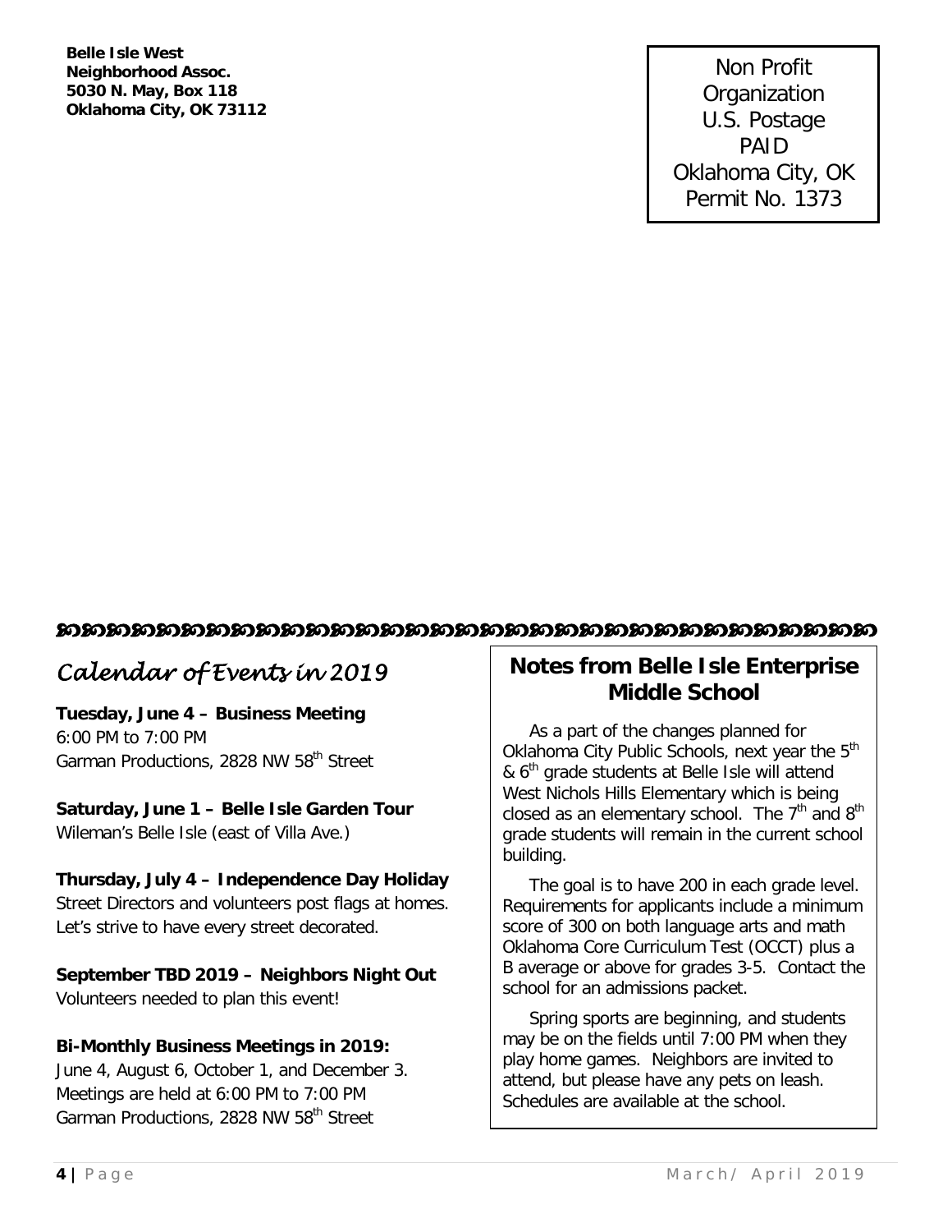**Belle Isle West Neighborhood Assoc.**
**5030 N. May, Box 118**
**Oklahoma City, OK 73112**

Non Profit Organization
U.S. Postage
PAID
Oklahoma City, OK
Permit No. 1373

## *Calendar of Events in 2019*

**Tuesday, June 4 – Business Meeting**
6:00 PM to 7:00 PM
Garman Productions, 2828 NW 58th Street

**Saturday, June 1 – Belle Isle Garden Tour**
Wileman's Belle Isle (east of Villa Ave.)

**Thursday, July 4 – Independence Day Holiday**
Street Directors and volunteers post flags at homes. Let's strive to have every street decorated.

**September TBD 2019 – Neighbors Night Out**
Volunteers needed to plan this event!

**Bi-Monthly Business Meetings in 2019:**
June 4, August 6, October 1, and December 3. Meetings are held at 6:00 PM to 7:00 PM Garman Productions, 2828 NW 58th Street

## Notes from Belle Isle Enterprise Middle School

As a part of the changes planned for Oklahoma City Public Schools, next year the 5th & 6th grade students at Belle Isle will attend West Nichols Hills Elementary which is being closed as an elementary school. The 7th and 8th grade students will remain in the current school building.

The goal is to have 200 in each grade level. Requirements for applicants include a minimum score of 300 on both language arts and math Oklahoma Core Curriculum Test (OCCT) plus a B average or above for grades 3-5. Contact the school for an admissions packet.

Spring sports are beginning, and students may be on the fields until 7:00 PM when they play home games. Neighbors are invited to attend, but please have any pets on leash. Schedules are available at the school.